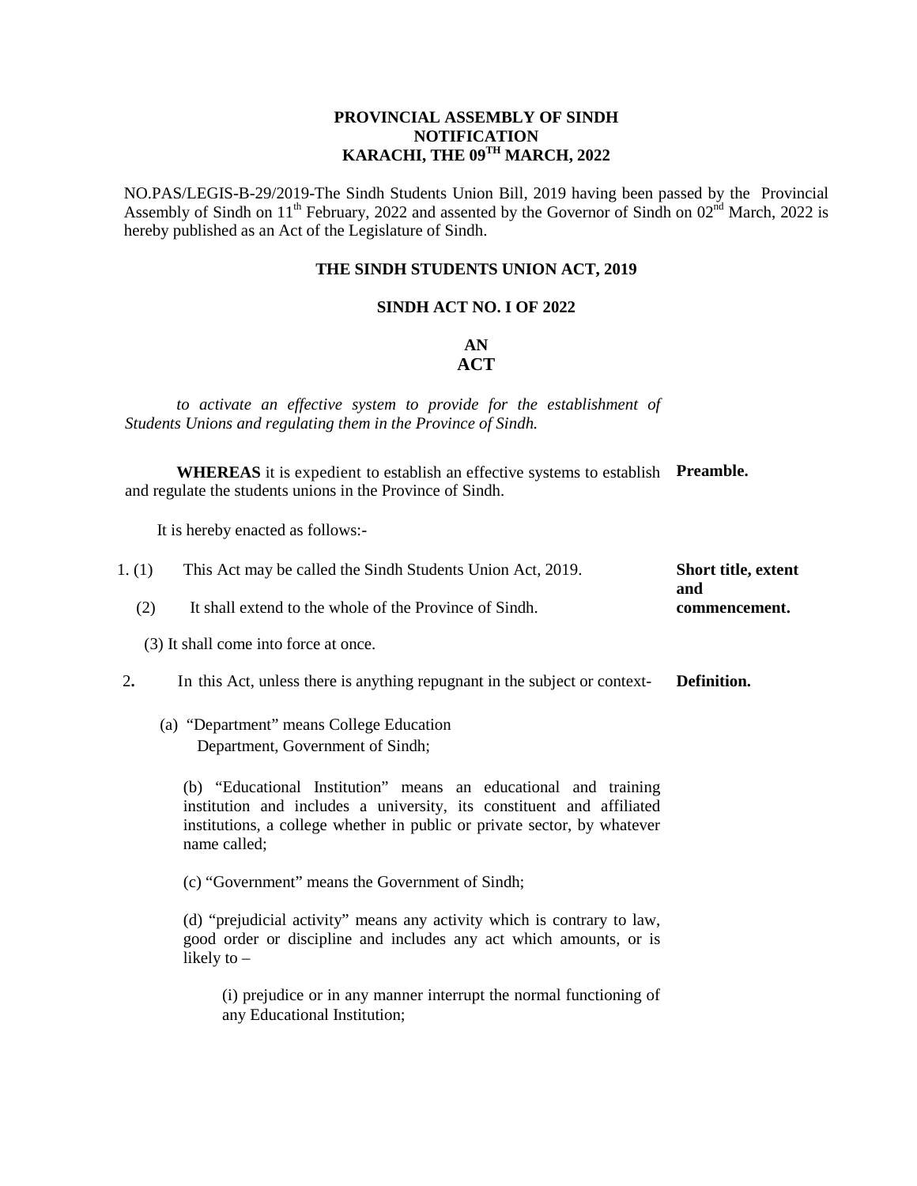**PROVINCIAL ASSEMBLY OF SINDH**
**NOTIFICATION**
**KARACHI, THE 09TH MARCH, 2022**

NO.PAS/LEGIS-B-29/2019-The Sindh Students Union Bill, 2019 having been passed by the Provincial Assembly of Sindh on 11th February, 2022 and assented by the Governor of Sindh on 02nd March, 2022 is hereby published as an Act of the Legislature of Sindh.

# THE SINDH STUDENTS UNION ACT, 2019

## SINDH ACT NO. I OF 2022

## AN ACT

*to activate an effective system to provide for the establishment of Students Unions and regulating them in the Province of Sindh.*

**Preamble.**

**WHEREAS** it is expedient to establish an effective systems to establish and regulate the students unions in the Province of Sindh.

It is hereby enacted as follows:-

**Short title, extent and commencement.**

1. (1) This Act may be called the Sindh Students Union Act, 2019.

(2) It shall extend to the whole of the Province of Sindh.

(3) It shall come into force at once.

**Definition.**

2. In this Act, unless there is anything repugnant in the subject or context-

(a) "Department" means College Education Department, Government of Sindh;

(b) "Educational Institution" means an educational and training institution and includes a university, its constituent and affiliated institutions, a college whether in public or private sector, by whatever name called;

(c) "Government" means the Government of Sindh;

(d) "prejudicial activity" means any activity which is contrary to law, good order or discipline and includes any act which amounts, or is likely to –

(i) prejudice or in any manner interrupt the normal functioning of any Educational Institution;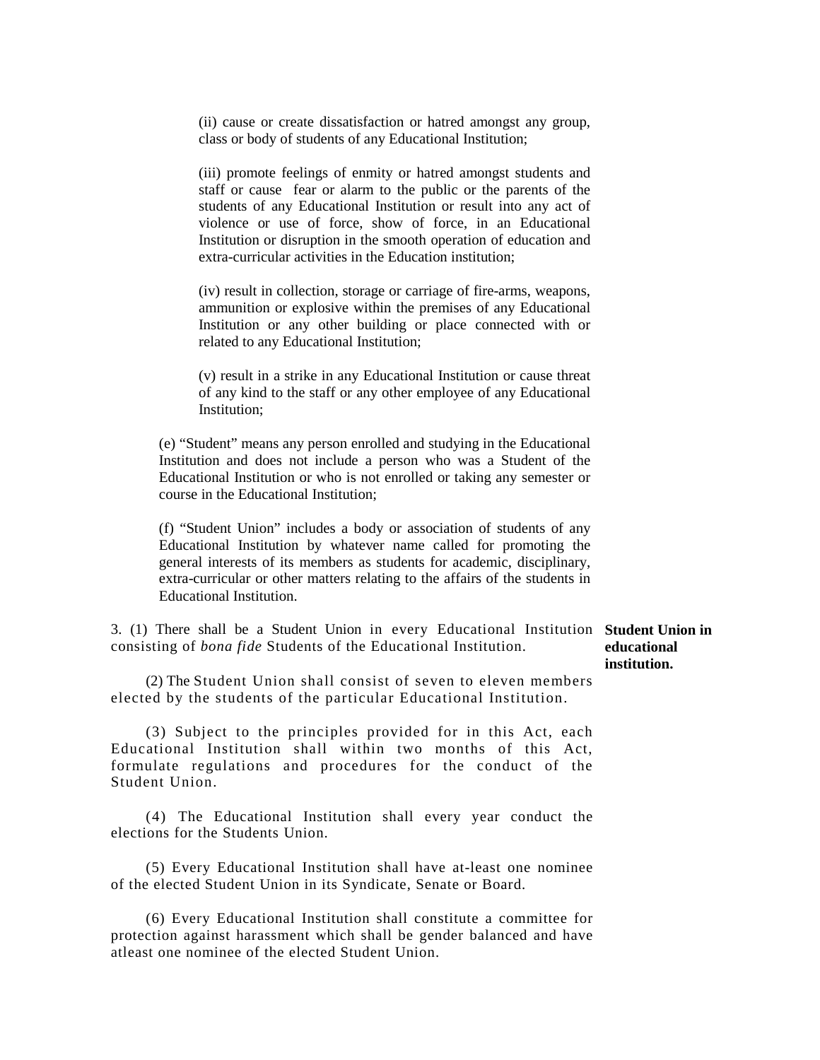(ii) cause or create dissatisfaction or hatred amongst any group, class or body of students of any Educational Institution;

(iii) promote feelings of enmity or hatred amongst students and staff or cause fear or alarm to the public or the parents of the students of any Educational Institution or result into any act of violence or use of force, show of force, in an Educational Institution or disruption in the smooth operation of education and extra-curricular activities in the Education institution;

(iv) result in collection, storage or carriage of fire-arms, weapons, ammunition or explosive within the premises of any Educational Institution or any other building or place connected with or related to any Educational Institution;

(v) result in a strike in any Educational Institution or cause threat of any kind to the staff or any other employee of any Educational Institution;

(e) "Student" means any person enrolled and studying in the Educational Institution and does not include a person who was a Student of the Educational Institution or who is not enrolled or taking any semester or course in the Educational Institution;

(f) "Student Union" includes a body or association of students of any Educational Institution by whatever name called for promoting the general interests of its members as students for academic, disciplinary, extra-curricular or other matters relating to the affairs of the students in Educational Institution.

**Student Union in educational institution.**

3. (1) There shall be a Student Union in every Educational Institution consisting of *bona fide* Students of the Educational Institution.

(2) The Student Union shall consist of seven to eleven members elected by the students of the particular Educational Institution.

(3) Subject to the principles provided for in this Act, each Educational Institution shall within two months of this Act, formulate regulations and procedures for the conduct of the Student Union.

(4) The Educational Institution shall every year conduct the elections for the Students Union.

(5) Every Educational Institution shall have at-least one nominee of the elected Student Union in its Syndicate, Senate or Board.

(6) Every Educational Institution shall constitute a committee for protection against harassment which shall be gender balanced and have atleast one nominee of the elected Student Union.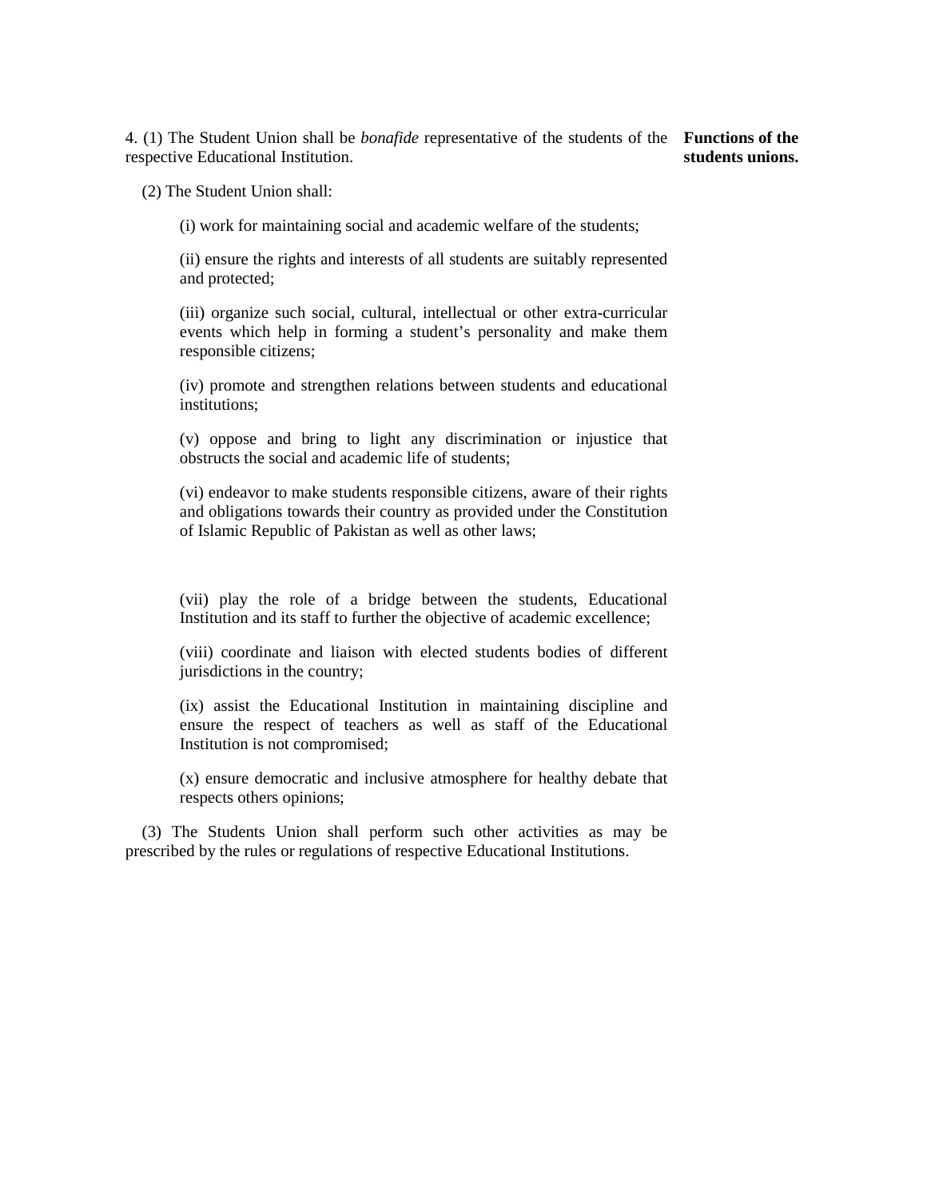4. (1) The Student Union shall be *bonafide* representative of the students of the respective Educational Institution.

**Functions of the students unions.**

(2) The Student Union shall:

(i) work for maintaining social and academic welfare of the students;

(ii) ensure the rights and interests of all students are suitably represented and protected;

(iii) organize such social, cultural, intellectual or other extra-curricular events which help in forming a student's personality and make them responsible citizens;

(iv) promote and strengthen relations between students and educational institutions;

(v) oppose and bring to light any discrimination or injustice that obstructs the social and academic life of students;

(vi) endeavor to make students responsible citizens, aware of their rights and obligations towards their country as provided under the Constitution of Islamic Republic of Pakistan as well as other laws;

(vii) play the role of a bridge between the students, Educational Institution and its staff to further the objective of academic excellence;

(viii) coordinate and liaison with elected students bodies of different jurisdictions in the country;

(ix) assist the Educational Institution in maintaining discipline and ensure the respect of teachers as well as staff of the Educational Institution is not compromised;

(x) ensure democratic and inclusive atmosphere for healthy debate that respects others opinions;

(3) The Students Union shall perform such other activities as may be prescribed by the rules or regulations of respective Educational Institutions.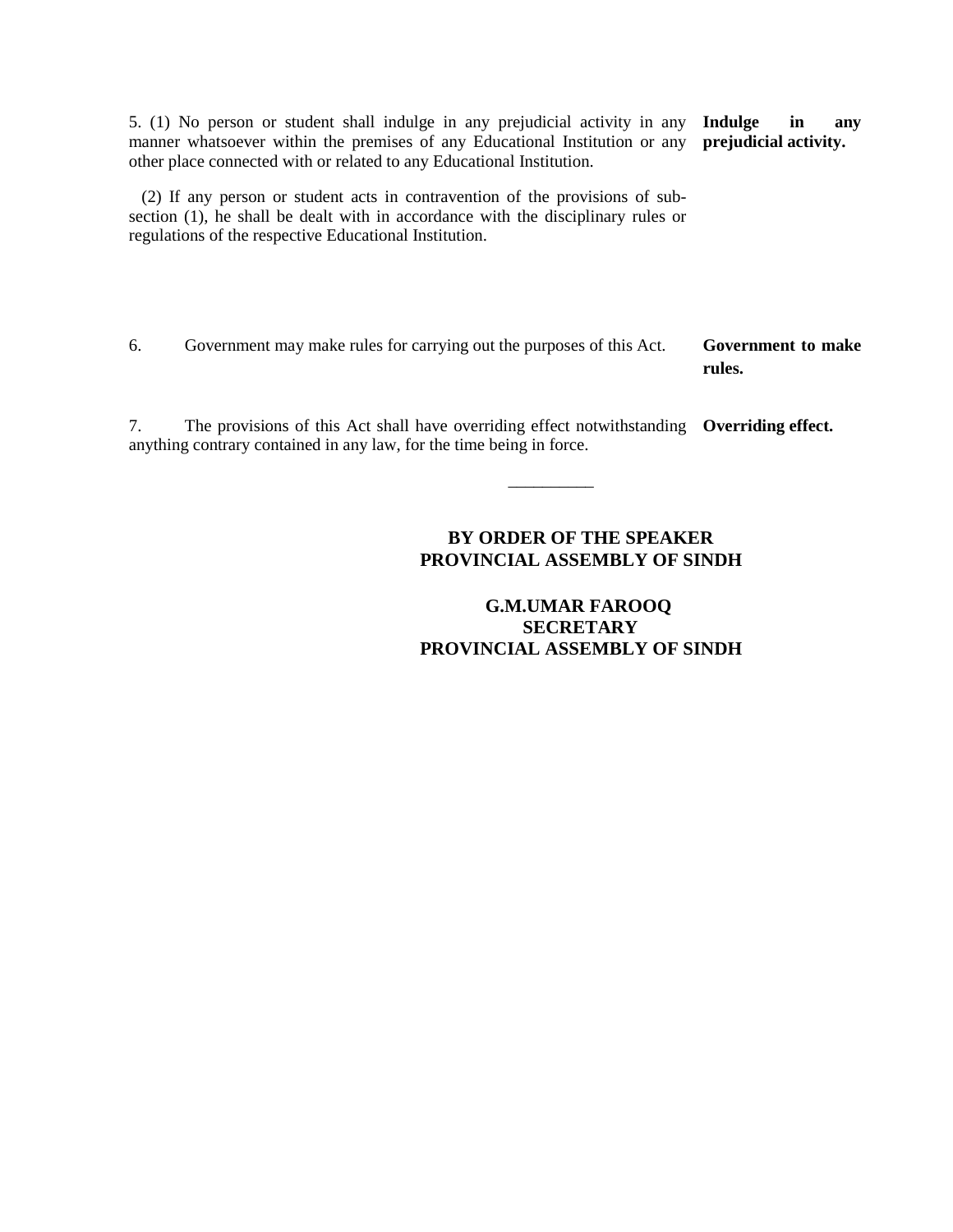5. (1) No person or student shall indulge in any prejudicial activity in any manner whatsoever within the premises of any Educational Institution or any other place connected with or related to any Educational Institution. **Indulge in any prejudicial activity.**

(2) If any person or student acts in contravention of the provisions of sub-section (1), he shall be dealt with in accordance with the disciplinary rules or regulations of the respective Educational Institution.

6. Government may make rules for carrying out the purposes of this Act. **Government to make rules.**

7. The provisions of this Act shall have overriding effect notwithstanding anything contrary contained in any law, for the time being in force. **Overriding effect.**

---

**BY ORDER OF THE SPEAKER**
**PROVINCIAL ASSEMBLY OF SINDH**

**G.M.UMAR FAROOQ**
**SECRETARY**
**PROVINCIAL ASSEMBLY OF SINDH**